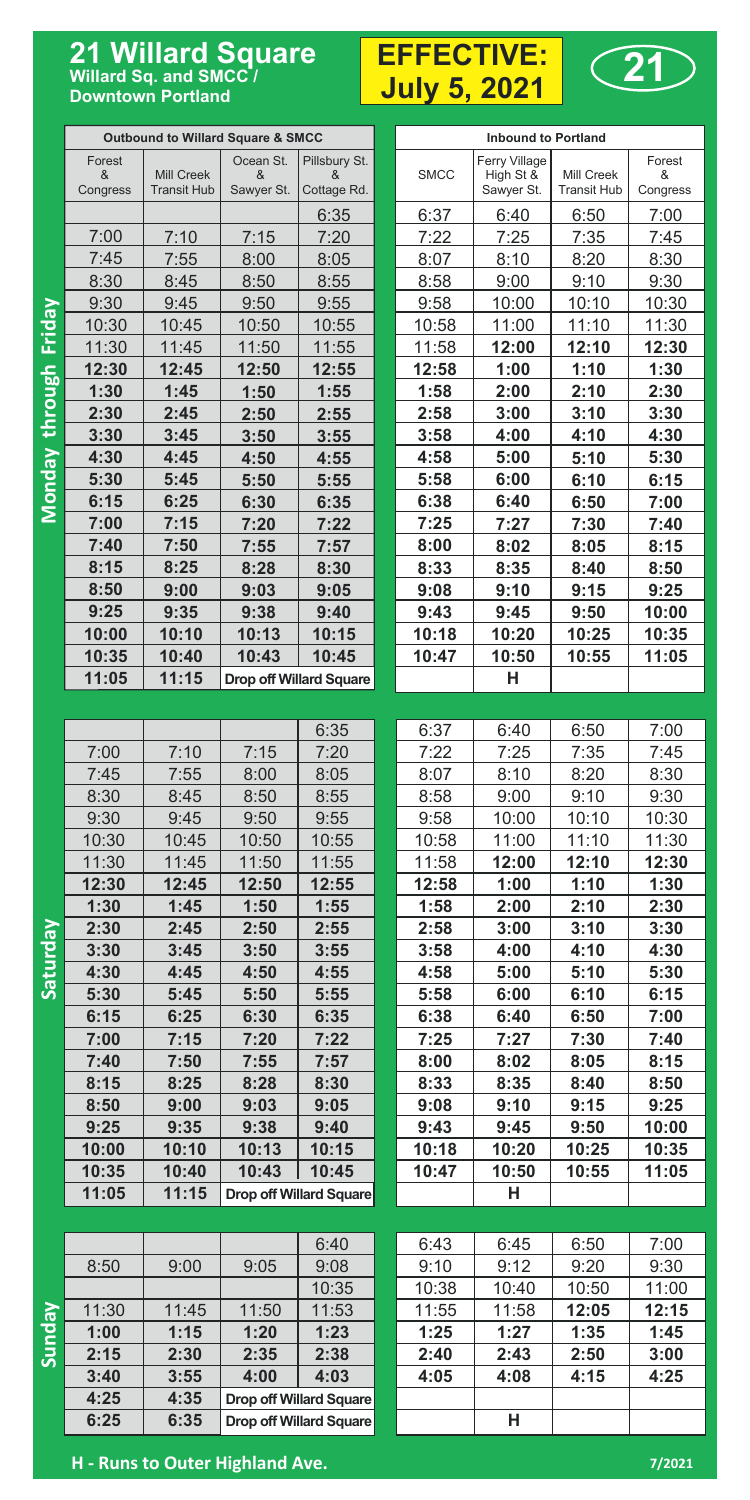# 21 Willard Square

**Willard Sq. and SMCC / Downtown Portland**

**EFFECTIVE: July 5, 2021**

**21**

## Monday through Friday

| Outbound to Willard Square & SMCC | | | | Inbound to Portland | | | |
|---|---|---|---|---|---|---|---|
| Forest & Congress | Mill Creek Transit Hub | Ocean St. & Sawyer St. | Pillsbury St. & Cottage Rd. | SMCC | Ferry Village High St & Sawyer St. | Mill Creek Transit Hub | Forest & Congress |
| | | | 6:35 | 6:37 | 6:40 | 6:50 | 7:00 |
| 7:00 | 7:10 | 7:15 | 7:20 | 7:22 | 7:25 | 7:35 | 7:45 |
| 7:45 | 7:55 | 8:00 | 8:05 | 8:07 | 8:10 | 8:20 | 8:30 |
| 8:30 | 8:45 | 8:50 | 8:55 | 8:58 | 9:00 | 9:10 | 9:30 |
| 9:30 | 9:45 | 9:50 | 9:55 | 9:58 | 10:00 | 10:10 | 10:30 |
| 10:30 | 10:45 | 10:50 | 10:55 | 10:58 | 11:00 | 11:10 | 11:30 |
| 11:30 | 11:45 | 11:50 | 11:55 | 11:58 | **12:00** | **12:10** | **12:30** |
| **12:30** | **12:45** | **12:50** | **12:55** | **12:58** | **1:00** | **1:10** | **1:30** |
| **1:30** | **1:45** | **1:50** | **1:55** | **1:58** | **2:00** | **2:10** | **2:30** |
| **2:30** | **2:45** | **2:50** | **2:55** | **2:58** | **3:00** | **3:10** | **3:30** |
| **3:30** | **3:45** | **3:50** | **3:55** | **3:58** | **4:00** | **4:10** | **4:30** |
| **4:30** | **4:45** | **4:50** | **4:55** | **4:58** | **5:00** | **5:10** | **5:30** |
| **5:30** | **5:45** | **5:50** | **5:55** | **5:58** | **6:00** | **6:10** | **6:15** |
| **6:15** | **6:25** | **6:30** | **6:35** | **6:38** | **6:40** | **6:50** | **7:00** |
| **7:00** | **7:15** | **7:20** | **7:22** | **7:25** | **7:27** | **7:30** | **7:40** |
| **7:40** | **7:50** | **7:55** | **7:57** | **8:00** | **8:02** | **8:05** | **8:15** |
| **8:15** | **8:25** | **8:28** | **8:30** | **8:33** | **8:35** | **8:40** | **8:50** |
| **8:50** | **9:00** | **9:03** | **9:05** | **9:08** | **9:10** | **9:15** | **9:25** |
| **9:25** | **9:35** | **9:38** | **9:40** | **9:43** | **9:45** | **9:50** | **10:00** |
| **10:00** | **10:10** | **10:13** | **10:15** | **10:18** | **10:20** | **10:25** | **10:35** |
| **10:35** | **10:40** | **10:43** | **10:45** | **10:47** | **10:50** | **10:55** | **11:05** |
| **11:05** | **11:15** | **Drop off Willard Square** | | | **H** | | |

## Saturday

| Forest & Congress | Mill Creek Transit Hub | Ocean St. & Sawyer St. | Pillsbury St. & Cottage Rd. | SMCC | Ferry Village High St & Sawyer St. | Mill Creek Transit Hub | Forest & Congress |
|---|---|---|---|---|---|---|---|
| | | | 6:35 | 6:37 | 6:40 | 6:50 | 7:00 |
| 7:00 | 7:10 | 7:15 | 7:20 | 7:22 | 7:25 | 7:35 | 7:45 |
| 7:45 | 7:55 | 8:00 | 8:05 | 8:07 | 8:10 | 8:20 | 8:30 |
| 8:30 | 8:45 | 8:50 | 8:55 | 8:58 | 9:00 | 9:10 | 9:30 |
| 9:30 | 9:45 | 9:50 | 9:55 | 9:58 | 10:00 | 10:10 | 10:30 |
| 10:30 | 10:45 | 10:50 | 10:55 | 10:58 | 11:00 | 11:10 | 11:30 |
| 11:30 | 11:45 | 11:50 | 11:55 | 11:58 | **12:00** | **12:10** | **12:30** |
| **12:30** | **12:45** | **12:50** | **12:55** | **12:58** | **1:00** | **1:10** | **1:30** |
| **1:30** | **1:45** | **1:50** | **1:55** | **1:58** | **2:00** | **2:10** | **2:30** |
| **2:30** | **2:45** | **2:50** | **2:55** | **2:58** | **3:00** | **3:10** | **3:30** |
| **3:30** | **3:45** | **3:50** | **3:55** | **3:58** | **4:00** | **4:10** | **4:30** |
| **4:30** | **4:45** | **4:50** | **4:55** | **4:58** | **5:00** | **5:10** | **5:30** |
| **5:30** | **5:45** | **5:50** | **5:55** | **5:58** | **6:00** | **6:10** | **6:15** |
| **6:15** | **6:25** | **6:30** | **6:35** | **6:38** | **6:40** | **6:50** | **7:00** |
| **7:00** | **7:15** | **7:20** | **7:22** | **7:25** | **7:27** | **7:30** | **7:40** |
| **7:40** | **7:50** | **7:55** | **7:57** | **8:00** | **8:02** | **8:05** | **8:15** |
| **8:15** | **8:25** | **8:28** | **8:30** | **8:33** | **8:35** | **8:40** | **8:50** |
| **8:50** | **9:00** | **9:03** | **9:05** | **9:08** | **9:10** | **9:15** | **9:25** |
| **9:25** | **9:35** | **9:38** | **9:40** | **9:43** | **9:45** | **9:50** | **10:00** |
| **10:00** | **10:10** | **10:13** | **10:15** | **10:18** | **10:20** | **10:25** | **10:35** |
| **10:35** | **10:40** | **10:43** | **10:45** | **10:47** | **10:50** | **10:55** | **11:05** |
| **11:05** | **11:15** | **Drop off Willard Square** | | | **H** | | |

## Sunday

| Forest & Congress | Mill Creek Transit Hub | Ocean St. & Sawyer St. | Pillsbury St. & Cottage Rd. | SMCC | Ferry Village High St & Sawyer St. | Mill Creek Transit Hub | Forest & Congress |
|---|---|---|---|---|---|---|---|
| | | | 6:40 | 6:43 | 6:45 | 6:50 | 7:00 |
| 8:50 | 9:00 | 9:05 | 9:08 | 9:10 | 9:12 | 9:20 | 9:30 |
| | | | 10:35 | 10:38 | 10:40 | 10:50 | 11:00 |
| 11:30 | 11:45 | 11:50 | 11:53 | 11:55 | 11:58 | **12:05** | **12:15** |
| **1:00** | **1:15** | **1:20** | **1:23** | **1:25** | **1:27** | **1:35** | **1:45** |
| **2:15** | **2:30** | **2:35** | **2:38** | **2:40** | **2:43** | **2:50** | **3:00** |
| **3:40** | **3:55** | **4:00** | **4:03** | **4:05** | **4:08** | **4:15** | **4:25** |
| **4:25** | **4:35** | **Drop off Willard Square** | | | | | |
| **6:25** | **6:35** | **Drop off Willard Square** | | | **H** | | |

**H - Runs to Outer Highland Ave.**

7/2021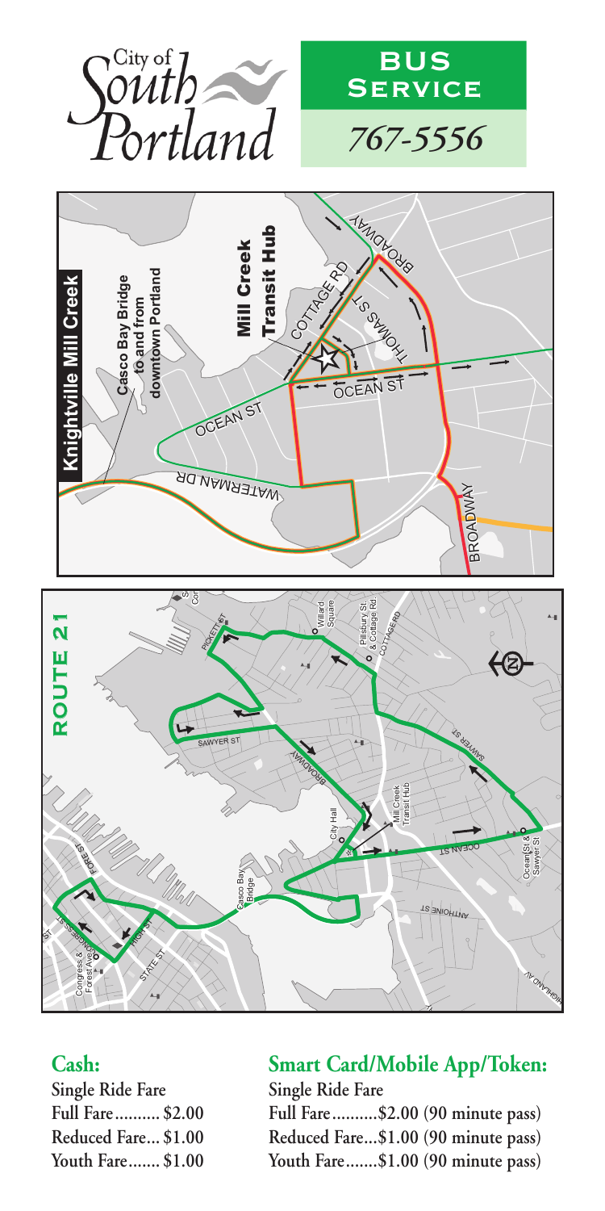City of South Portland

# BUS SERVICE

*767-5556*

Knightville Mill Creek

Casco Bay Bridge to and from downtown Portland

Mill Creek Transit Hub

COTTAGE RD

BROADWAY

THOMAS ST

OCEAN ST

WATERMAN DR

BROADWAY

ROUTE 21

PICKETT ST

Willard Square

Pillsbury St. & Cottage Rd.

COTTAGE RD

SAWYER ST

BROADWAY

SAWYER ST

Mill Creek Transit Hub

City Hall

OCEAN ST

Ocean St & Sawyer St

ANTHOINE ST

Casco Bay Bridge

FORE ST

CONGRESS ST

HIGH ST

STATE ST

Congress & Forest Ave

HIGHLAND AV

## Cash:

Single Ride Fare

Full Fare.......... $2.00

Reduced Fare... $1.00

Youth Fare....... $1.00

## Smart Card/Mobile App/Token:

Single Ride Fare

Full Fare..........$2.00 (90 minute pass)

Reduced Fare...$1.00 (90 minute pass)

Youth Fare.......$1.00 (90 minute pass)